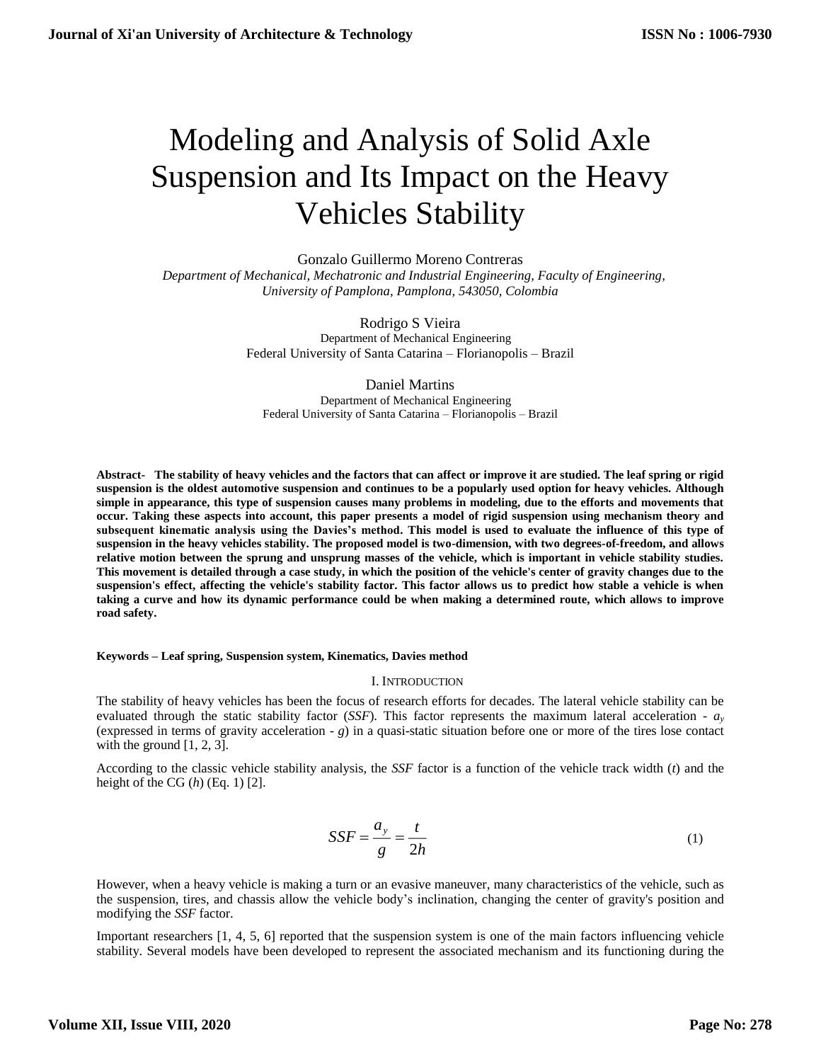# Modeling and Analysis of Solid Axle Suspension and Its Impact on the Heavy Vehicles Stability

Gonzalo Guillermo Moreno Contreras

*Department of Mechanical, Mechatronic and Industrial Engineering, Faculty of Engineering, University of Pamplona, Pamplona, 543050, Colombia*

Rodrigo S Vieira

Department of Mechanical Engineering

Federal University of Santa Catarina – Florianopolis – Brazil

Daniel Martins

Department of Mechanical Engineering

Federal University of Santa Catarina – Florianopolis – Brazil

**Abstract- The stability of heavy vehicles and the factors that can affect or improve it are studied. The leaf spring or rigid suspension is the oldest automotive suspension and continues to be a popularly used option for heavy vehicles. Although simple in appearance, this type of suspension causes many problems in modeling, due to the efforts and movements that occur. Taking these aspects into account, this paper presents a model of rigid suspension using mechanism theory and subsequent kinematic analysis using the Davies's method. This model is used to evaluate the influence of this type of suspension in the heavy vehicles stability. The proposed model is two-dimension, with two degrees-of-freedom, and allows relative motion between the sprung and unsprung masses of the vehicle, which is important in vehicle stability studies. This movement is detailed through a case study, in which the position of the vehicle's center of gravity changes due to the suspension's effect, affecting the vehicle's stability factor. This factor allows us to predict how stable a vehicle is when taking a curve and how its dynamic performance could be when making a determined route, which allows to improve road safety.**

**Keywords – Leaf spring, Suspension system, Kinematics, Davies method**

## I. INTRODUCTION

The stability of heavy vehicles has been the focus of research efforts for decades. The lateral vehicle stability can be evaluated through the static stability factor (*SSF*). This factor represents the maximum lateral acceleration - $a_y$ (expressed in terms of gravity acceleration - $g$) in a quasi-static situation before one or more of the tires lose contact with the ground [1, 2, 3].

According to the classic vehicle stability analysis, the *SSF* factor is a function of the vehicle track width ($t$) and the height of the CG ($h$) (Eq. 1) [2].

$$SSF = \frac{a_y}{g} = \frac{t}{2h} \tag{1}$$

However, when a heavy vehicle is making a turn or an evasive maneuver, many characteristics of the vehicle, such as the suspension, tires, and chassis allow the vehicle body's inclination, changing the center of gravity's position and modifying the *SSF* factor.

Important researchers [1, 4, 5, 6] reported that the suspension system is one of the main factors influencing vehicle stability. Several models have been developed to represent the associated mechanism and its functioning during the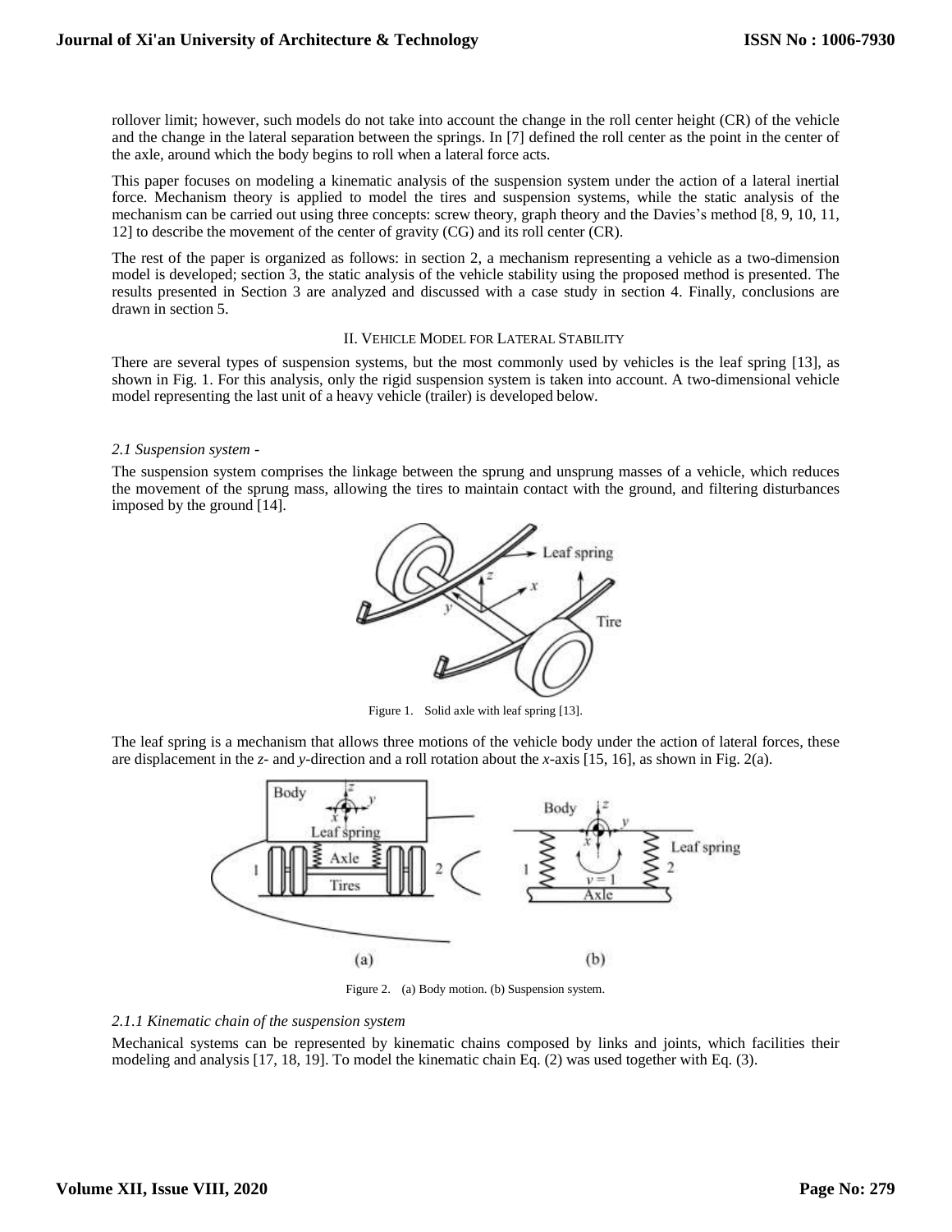rollover limit; however, such models do not take into account the change in the roll center height (CR) of the vehicle and the change in the lateral separation between the springs. In [7] defined the roll center as the point in the center of the axle, around which the body begins to roll when a lateral force acts.

This paper focuses on modeling a kinematic analysis of the suspension system under the action of a lateral inertial force. Mechanism theory is applied to model the tires and suspension systems, while the static analysis of the mechanism can be carried out using three concepts: screw theory, graph theory and the Davies's method [8, 9, 10, 11, 12] to describe the movement of the center of gravity (CG) and its roll center (CR).

The rest of the paper is organized as follows: in section 2, a mechanism representing a vehicle as a two-dimension model is developed; section 3, the static analysis of the vehicle stability using the proposed method is presented. The results presented in Section 3 are analyzed and discussed with a case study in section 4. Finally, conclusions are drawn in section 5.

## II. Vehicle Model for Lateral Stability

There are several types of suspension systems, but the most commonly used by vehicles is the leaf spring [13], as shown in Fig. 1. For this analysis, only the rigid suspension system is taken into account. A two-dimensional vehicle model representing the last unit of a heavy vehicle (trailer) is developed below.

### *2.1 Suspension system -*

The suspension system comprises the linkage between the sprung and unsprung masses of a vehicle, which reduces the movement of the sprung mass, allowing the tires to maintain contact with the ground, and filtering disturbances imposed by the ground [14].

Figure 1. Solid axle with leaf spring [13].

The leaf spring is a mechanism that allows three motions of the vehicle body under the action of lateral forces, these are displacement in the *z*- and *y*-direction and a roll rotation about the *x*-axis [15, 16], as shown in Fig. 2(a).

Figure 2. (a) Body motion. (b) Suspension system.

#### *2.1.1 Kinematic chain of the suspension system*

Mechanical systems can be represented by kinematic chains composed by links and joints, which facilities their modeling and analysis [17, 18, 19]. To model the kinematic chain Eq. (2) was used together with Eq. (3).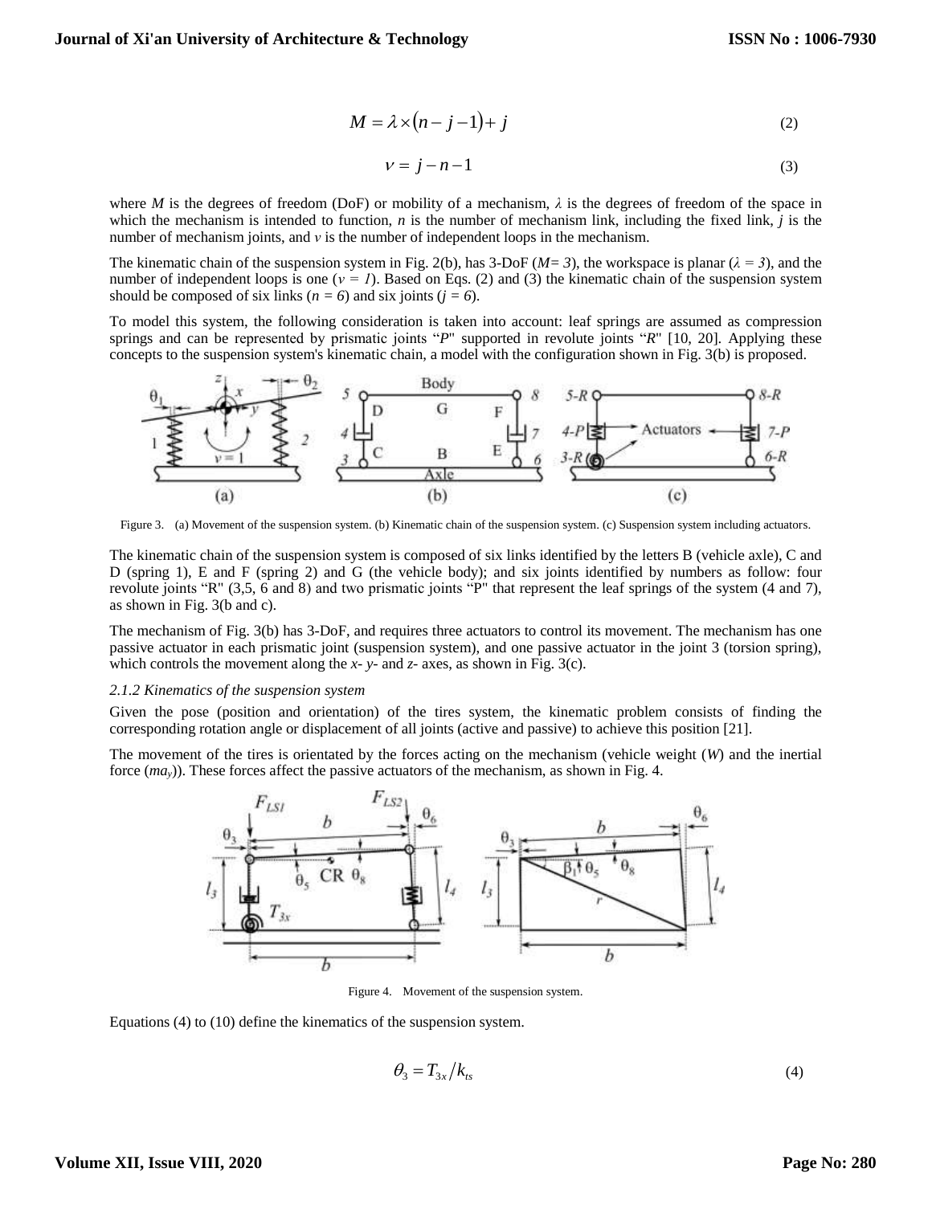$$M = \lambda \times (n - j - 1) + j \tag{2}$$

$$v = j - n - 1 \tag{3}$$

where $M$ is the degrees of freedom (DoF) or mobility of a mechanism, $\lambda$ is the degrees of freedom of the space in which the mechanism is intended to function, $n$ is the number of mechanism link, including the fixed link, $j$ is the number of mechanism joints, and $v$ is the number of independent loops in the mechanism.

The kinematic chain of the suspension system in Fig. 2(b), has 3-DoF ($M= 3$), the workspace is planar ($\lambda = 3$), and the number of independent loops is one ($v = 1$). Based on Eqs. (2) and (3) the kinematic chain of the suspension system should be composed of six links ($n = 6$) and six joints ($j = 6$).

To model this system, the following consideration is taken into account: leaf springs are assumed as compression springs and can be represented by prismatic joints "*P*" supported in revolute joints "*R*" [10, 20]. Applying these concepts to the suspension system's kinematic chain, a model with the configuration shown in Fig. 3(b) is proposed.

Figure 3. (a) Movement of the suspension system. (b) Kinematic chain of the suspension system. (c) Suspension system including actuators.

The kinematic chain of the suspension system is composed of six links identified by the letters B (vehicle axle), C and D (spring 1), E and F (spring 2) and G (the vehicle body); and six joints identified by numbers as follow: four revolute joints "R" (3,5, 6 and 8) and two prismatic joints "P" that represent the leaf springs of the system (4 and 7), as shown in Fig. 3(b and c).

The mechanism of Fig. 3(b) has 3-DoF, and requires three actuators to control its movement. The mechanism has one passive actuator in each prismatic joint (suspension system), and one passive actuator in the joint 3 (torsion spring), which controls the movement along the *x*- *y*- and *z*- axes, as shown in Fig. 3(c).

### *2.1.2 Kinematics of the suspension system*

Given the pose (position and orientation) of the tires system, the kinematic problem consists of finding the corresponding rotation angle or displacement of all joints (active and passive) to achieve this position [21].

The movement of the tires is orientated by the forces acting on the mechanism (vehicle weight ($W$) and the inertial force ($ma_y$)). These forces affect the passive actuators of the mechanism, as shown in Fig. 4.

Figure 4. Movement of the suspension system.

Equations (4) to (10) define the kinematics of the suspension system.

$$\theta_3 = T_{3x} / k_{ts} \tag{4}$$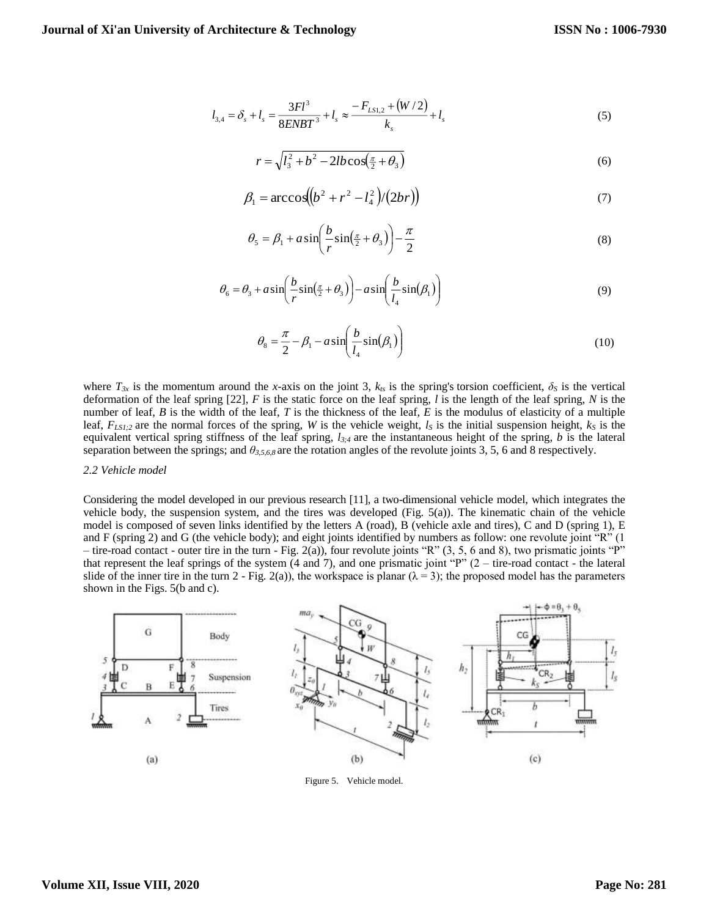$$l_{3,4} = \delta_s + l_s = \frac{3Fl^3}{8ENBT^3} + l_s \approx \frac{-F_{LS1,2} + (W/2)}{k_s} + l_s \tag{5}$$

$$r = \sqrt{l_3^2 + b^2 - 2lb\cos\left(\tfrac{\pi}{2} + \theta_3\right)} \tag{6}$$

$$\beta_1 = \arccos\left(\left(b^2 + r^2 - l_4^2\right)/(2br)\right) \tag{7}$$

$$\theta_5 = \beta_1 + a\sin\left(\frac{b}{r}\sin\left(\tfrac{\pi}{2} + \theta_3\right)\right) - \frac{\pi}{2} \tag{8}$$

$$\theta_6 = \theta_3 + a\sin\left(\frac{b}{r}\sin\left(\tfrac{\pi}{2} + \theta_3\right)\right) - a\sin\left(\frac{b}{l_4}\sin(\beta_1)\right) \tag{9}$$

$$\theta_8 = \frac{\pi}{2} - \beta_1 - a\sin\left(\frac{b}{l_4}\sin(\beta_1)\right) \tag{10}$$

where $T_{3x}$ is the momentum around the *x*-axis on the joint 3, $k_{ts}$ is the spring's torsion coefficient, $\delta_S$ is the vertical deformation of the leaf spring [22], $F$ is the static force on the leaf spring, $l$ is the length of the leaf spring, $N$ is the number of leaf, $B$ is the width of the leaf, $T$ is the thickness of the leaf, $E$ is the modulus of elasticity of a multiple leaf, $F_{LS1;2}$ are the normal forces of the spring, $W$ is the vehicle weight, $l_S$ is the initial suspension height, $k_S$ is the equivalent vertical spring stiffness of the leaf spring, $l_{3;4}$ are the instantaneous height of the spring, $b$ is the lateral separation between the springs; and $\theta_{3,5,6,8}$ are the rotation angles of the revolute joints 3, 5, 6 and 8 respectively.

### *2.2 Vehicle model*

Considering the model developed in our previous research [11], a two-dimensional vehicle model, which integrates the vehicle body, the suspension system, and the tires was developed (Fig. 5(a)). The kinematic chain of the vehicle model is composed of seven links identified by the letters A (road), B (vehicle axle and tires), C and D (spring 1), E and F (spring 2) and G (the vehicle body); and eight joints identified by numbers as follow: one revolute joint "R" (1 – tire-road contact - outer tire in the turn - Fig. 2(a)), four revolute joints "R" (3, 5, 6 and 8), two prismatic joints "P" that represent the leaf springs of the system (4 and 7), and one prismatic joint "P" (2 – tire-road contact - the lateral slide of the inner tire in the turn 2 - Fig. 2(a)), the workspace is planar ($\lambda = 3$); the proposed model has the parameters shown in the Figs. 5(b and c).

Figure 5. Vehicle model.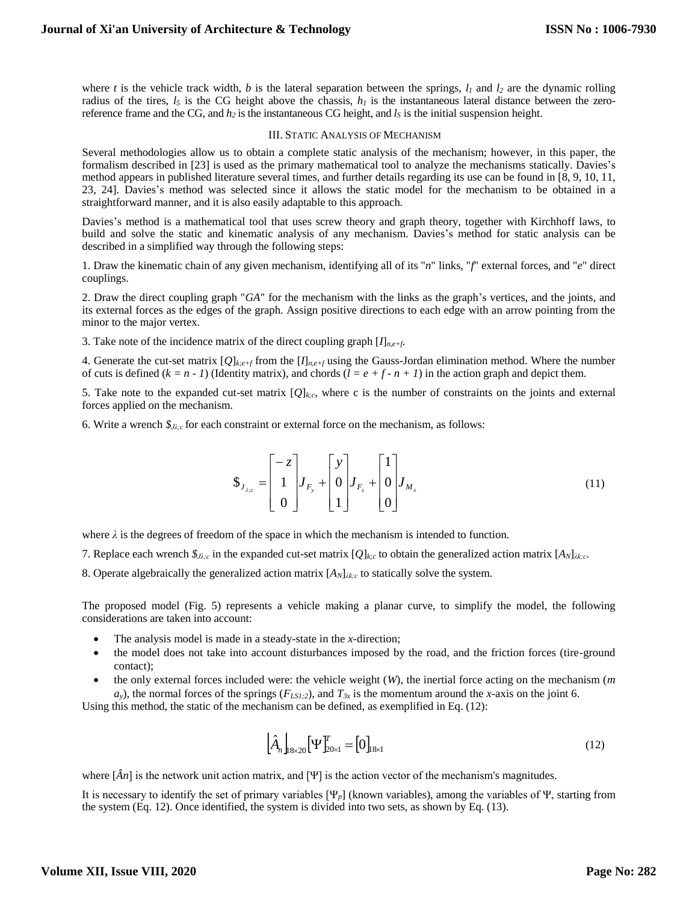where $t$ is the vehicle track width, $b$ is the lateral separation between the springs, $l_1$ and $l_2$ are the dynamic rolling radius of the tires, $l_5$ is the CG height above the chassis, $h_1$ is the instantaneous lateral distance between the zero-reference frame and the CG, and $h_2$ is the instantaneous CG height, and $l_S$ is the initial suspension height.

## III. Static Analysis of Mechanism

Several methodologies allow us to obtain a complete static analysis of the mechanism; however, in this paper, the formalism described in [23] is used as the primary mathematical tool to analyze the mechanisms statically. Davies's method appears in published literature several times, and further details regarding its use can be found in [8, 9, 10, 11, 23, 24]. Davies's method was selected since it allows the static model for the mechanism to be obtained in a straightforward manner, and it is also easily adaptable to this approach.

Davies's method is a mathematical tool that uses screw theory and graph theory, together with Kirchhoff laws, to build and solve the static and kinematic analysis of any mechanism. Davies's method for static analysis can be described in a simplified way through the following steps:

1. Draw the kinematic chain of any given mechanism, identifying all of its "$n$" links, "$f$" external forces, and "$e$" direct couplings.

2. Draw the direct coupling graph "$GA$" for the mechanism with the links as the graph's vertices, and the joints, and its external forces as the edges of the graph. Assign positive directions to each edge with an arrow pointing from the minor to the major vertex.

3. Take note of the incidence matrix of the direct coupling graph $[I]_{n,e+f}$.

4. Generate the cut-set matrix $[Q]_{k;e+f}$ from the $[I]_{n,e+f}$ using the Gauss-Jordan elimination method. Where the number of cuts is defined ($k = n - 1$) (Identity matrix), and chords ($l = e + f - n + 1$) in the action graph and depict them.

5. Take note to the expanded cut-set matrix $[Q]_{k;c}$, where c is the number of constraints on the joints and external forces applied on the mechanism.

6. Write a wrench $\$_{J\lambda;c}$ for each constraint or external force on the mechanism, as follows:

$$\$_{J_{\lambda;c}} = \begin{bmatrix} -z \\ 1 \\ 0 \end{bmatrix} J_{F_y} + \begin{bmatrix} y \\ 0 \\ 1 \end{bmatrix} J_{F_z} + \begin{bmatrix} 1 \\ 0 \\ 0 \end{bmatrix} J_{M_x} \tag{11}$$

where $\lambda$ is the degrees of freedom of the space in which the mechanism is intended to function.

7. Replace each wrench $\$_{J\lambda;c}$ in the expanded cut-set matrix $[Q]_{k;c}$ to obtain the generalized action matrix $[A_N]_{\lambda k;c}$.

8. Operate algebraically the generalized action matrix $[A_N]_{\lambda k;c}$ to statically solve the system.

The proposed model (Fig. 5) represents a vehicle making a planar curve, to simplify the model, the following considerations are taken into account:

- The analysis model is made in a steady-state in the $x$-direction;
- the model does not take into account disturbances imposed by the road, and the friction forces (tire-ground contact);
- the only external forces included were: the vehicle weight ($W$), the inertial force acting on the mechanism ($m\ a_y$), the normal forces of the springs ($F_{LS1;2}$), and $T_{3x}$ is the momentum around the $x$-axis on the joint 6.

Using this method, the static of the mechanism can be defined, as exemplified in Eq. (12):

$$\left[\hat{A}_n\right]_{18\times 20} [\Psi]^T_{20\times 1} = [0]_{18\times 1} \tag{12}$$

where $[\hat{A}n]$ is the network unit action matrix, and $[\Psi]$ is the action vector of the mechanism's magnitudes.

It is necessary to identify the set of primary variables $[\Psi_P]$ (known variables), among the variables of $\Psi$, starting from the system (Eq. 12). Once identified, the system is divided into two sets, as shown by Eq. (13).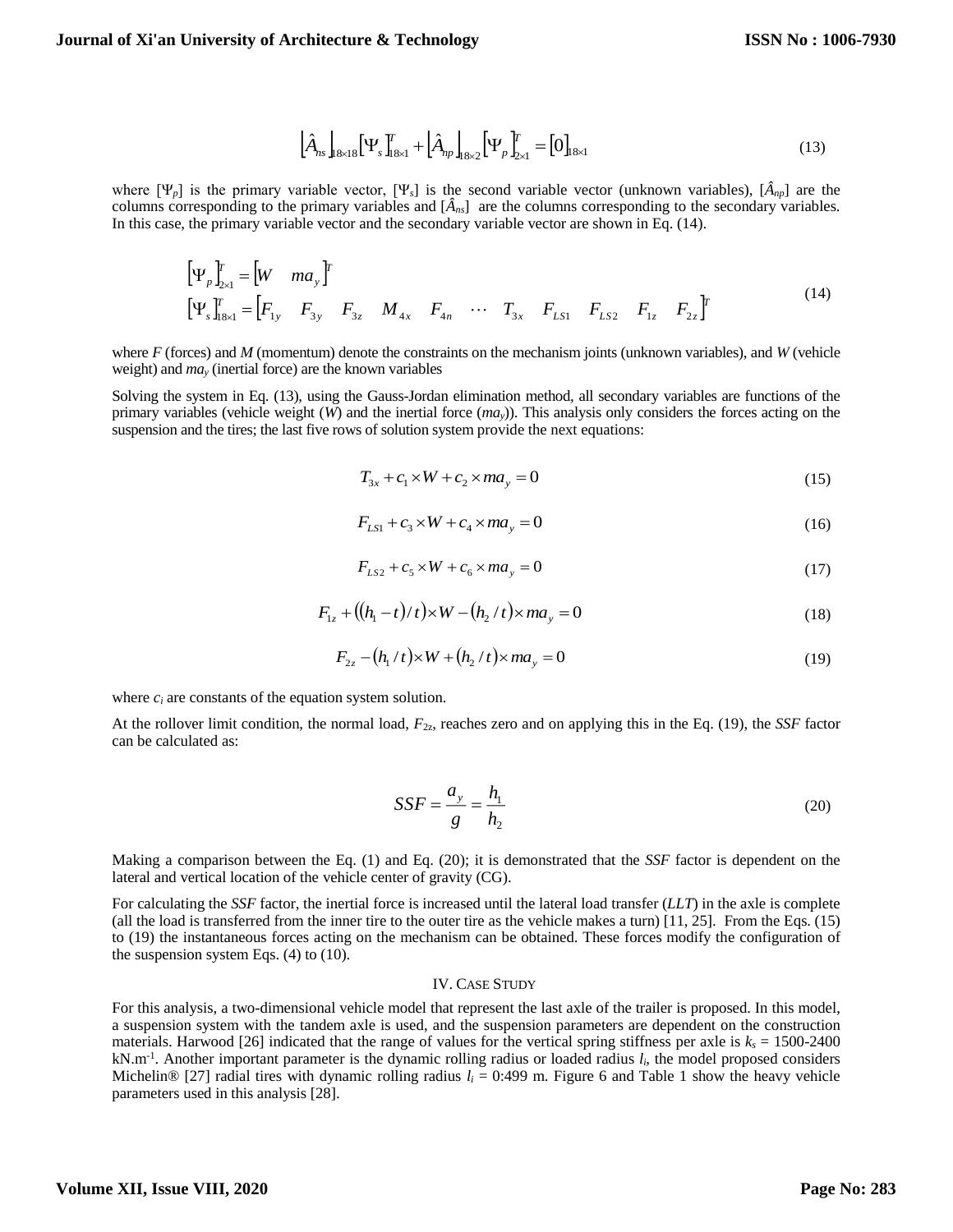$$\left[\hat{A}_{ns}\right]_{18\times 18}\left[\Psi_s\right]^T_{18\times 1} + \left[\hat{A}_{np}\right]_{18\times 2}\left[\Psi_p\right]^T_{2\times 1} = \left[0\right]_{18\times 1} \tag{13}$$

where $[\Psi_p]$ is the primary variable vector, $[\Psi_s]$ is the second variable vector (unknown variables), $[\hat{A}_{np}]$ are the columns corresponding to the primary variables and $[\hat{A}_{ns}]$ are the columns corresponding to the secondary variables. In this case, the primary variable vector and the secondary variable vector are shown in Eq. (14).

$$\begin{aligned} \left[\Psi_p\right]^T_{2\times 1} &= \left[W \quad ma_y\right]^T \\ \left[\Psi_s\right]^T_{18\times 1} &= \left[F_{1y} \quad F_{3y} \quad F_{3z} \quad M_{4x} \quad F_{4n} \quad \cdots \quad T_{3x} \quad F_{LS1} \quad F_{LS2} \quad F_{1z} \quad F_{2z}\right]^T \end{aligned} \tag{14}$$

where *F* (forces) and *M* (momentum) denote the constraints on the mechanism joints (unknown variables), and *W* (vehicle weight) and $ma_y$ (inertial force) are the known variables

Solving the system in Eq. (13), using the Gauss-Jordan elimination method, all secondary variables are functions of the primary variables (vehicle weight (*W*) and the inertial force ($ma_y$)). This analysis only considers the forces acting on the suspension and the tires; the last five rows of solution system provide the next equations:

$$T_{3x} + c_1 \times W + c_2 \times ma_y = 0 \tag{15}$$

$$F_{LS1} + c_3 \times W + c_4 \times ma_y = 0 \tag{16}$$

$$F_{LS2} + c_5 \times W + c_6 \times ma_y = 0 \tag{17}$$

$$F_{1z} + \left(\left(h_1 - t\right)/t\right) \times W - \left(h_2/t\right) \times ma_y = 0 \tag{18}$$

$$F_{2z} - \left(h_1/t\right) \times W + \left(h_2/t\right) \times ma_y = 0 \tag{19}$$

where $c_i$ are constants of the equation system solution.

At the rollover limit condition, the normal load, $F_{2z}$, reaches zero and on applying this in the Eq. (19), the *SSF* factor can be calculated as:

$$SSF = \frac{a_y}{g} = \frac{h_1}{h_2} \tag{20}$$

Making a comparison between the Eq. (1) and Eq. (20); it is demonstrated that the *SSF* factor is dependent on the lateral and vertical location of the vehicle center of gravity (CG).

For calculating the *SSF* factor, the inertial force is increased until the lateral load transfer (*LLT*) in the axle is complete (all the load is transferred from the inner tire to the outer tire as the vehicle makes a turn) [11, 25]. From the Eqs. (15) to (19) the instantaneous forces acting on the mechanism can be obtained. These forces modify the configuration of the suspension system Eqs. (4) to (10).

## IV. CASE STUDY

For this analysis, a two-dimensional vehicle model that represent the last axle of the trailer is proposed. In this model, a suspension system with the tandem axle is used, and the suspension parameters are dependent on the construction materials. Harwood [26] indicated that the range of values for the vertical spring stiffness per axle is $k_s$ = 1500-2400 kN.m$^{-1}$. Another important parameter is the dynamic rolling radius or loaded radius $l_i$, the model proposed considers Michelin® [27] radial tires with dynamic rolling radius $l_i$ = 0:499 m. Figure 6 and Table 1 show the heavy vehicle parameters used in this analysis [28].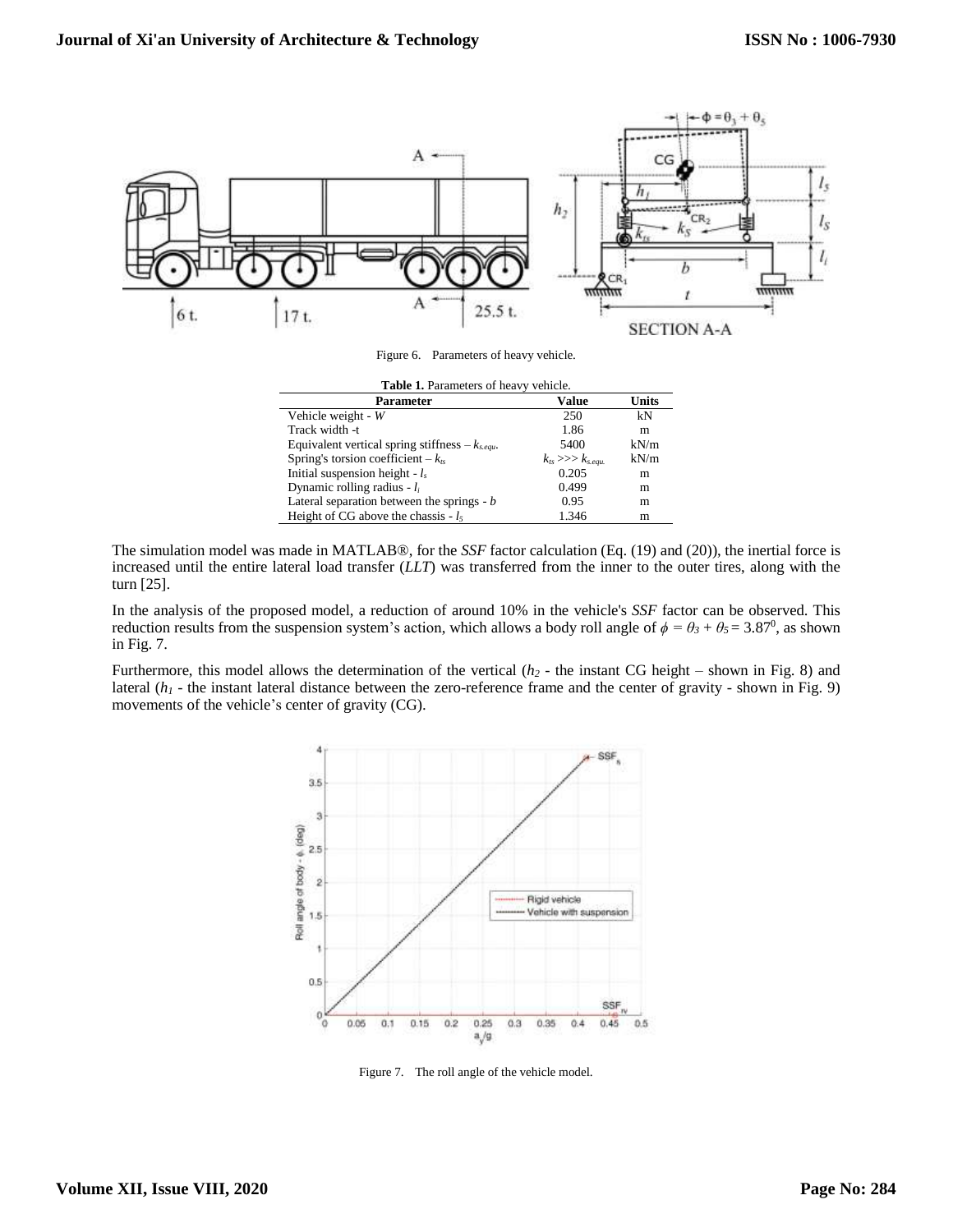Figure 6. Parameters of heavy vehicle.

**Table 1.** Parameters of heavy vehicle.

| Parameter | Value | Units |
|---|---|---|
| Vehicle weight - $W$ | 250 | kN |
| Track width -t | 1.86 | m |
| Equivalent vertical spring stiffness – $k_{s.equ}$. | 5400 | kN/m |
| Spring's torsion coefficient – $k_{ts}$ | $k_{ts} >>> k_{s.equ.}$ | kN/m |
| Initial suspension height - $l_s$ | 0.205 | m |
| Dynamic rolling radius - $l_i$ | 0.499 | m |
| Lateral separation between the springs - $b$ | 0.95 | m |
| Height of CG above the chassis - $l_5$ | 1.346 | m |

The simulation model was made in MATLAB®, for the *SSF* factor calculation (Eq. (19) and (20)), the inertial force is increased until the entire lateral load transfer (*LLT*) was transferred from the inner to the outer tires, along with the turn [25].

In the analysis of the proposed model, a reduction of around 10% in the vehicle's *SSF* factor can be observed. This reduction results from the suspension system's action, which allows a body roll angle of $\phi = \theta_3 + \theta_5 = 3.87^0$, as shown in Fig. 7.

Furthermore, this model allows the determination of the vertical ($h_2$ - the instant CG height – shown in Fig. 8) and lateral ($h_1$ - the instant lateral distance between the zero-reference frame and the center of gravity - shown in Fig. 9) movements of the vehicle's center of gravity (CG).

Figure 7. The roll angle of the vehicle model.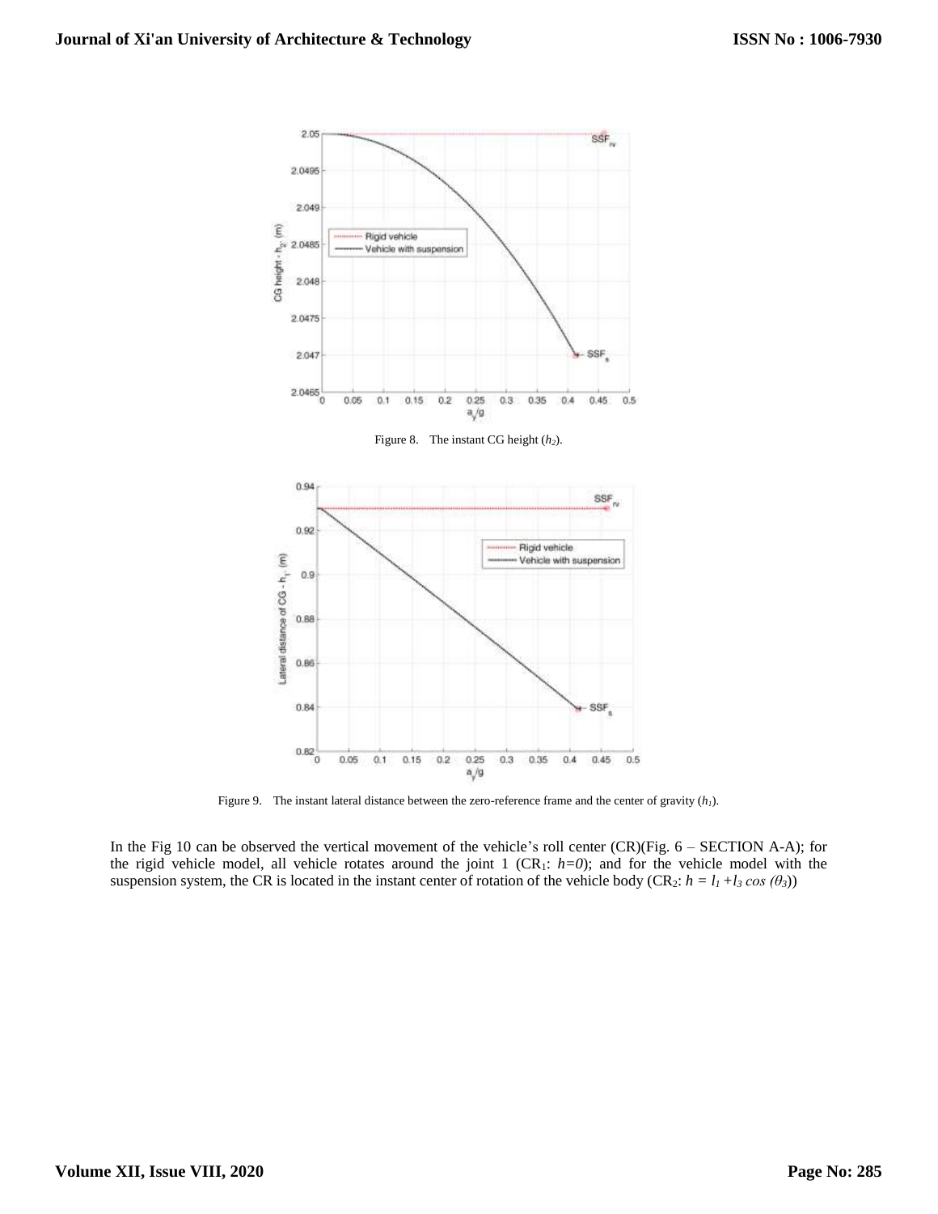Figure 8. The instant CG height ($h_2$).

Figure 9. The instant lateral distance between the zero-reference frame and the center of gravity ($h_1$).

In the Fig 10 can be observed the vertical movement of the vehicle's roll center (CR)(Fig. 6 – SECTION A-A); for the rigid vehicle model, all vehicle rotates around the joint 1 ($CR_1$: $h=0$); and for the vehicle model with the suspension system, the CR is located in the instant center of rotation of the vehicle body ($CR_2$: $h = l_1 + l_3 \cos(\theta_3)$)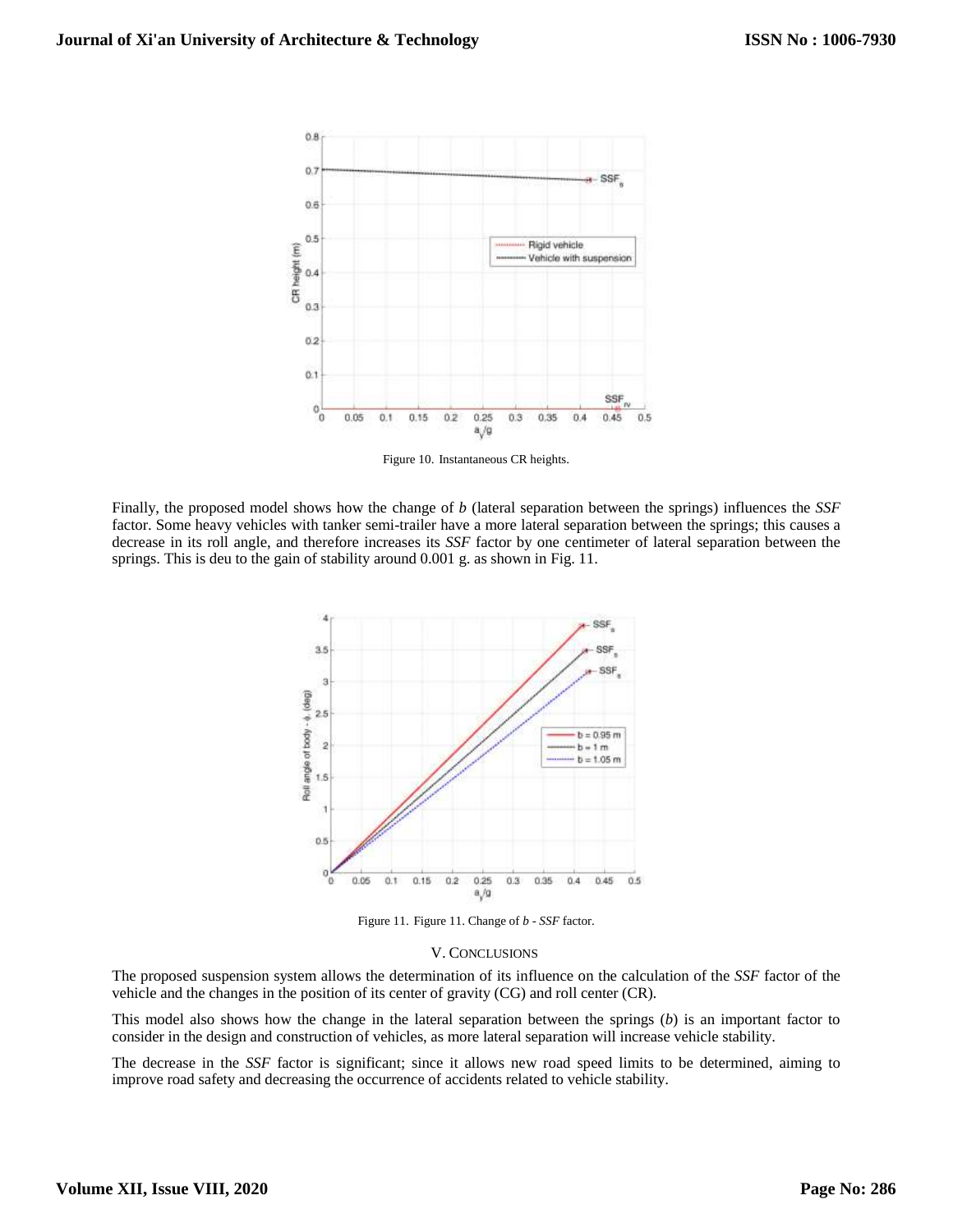Figure 10. Instantaneous CR heights.

Finally, the proposed model shows how the change of *b* (lateral separation between the springs) influences the *SSF* factor. Some heavy vehicles with tanker semi-trailer have a more lateral separation between the springs; this causes a decrease in its roll angle, and therefore increases its *SSF* factor by one centimeter of lateral separation between the springs. This is deu to the gain of stability around 0.001 g. as shown in Fig. 11.

Figure 11. Figure 11. Change of *b* - *SSF* factor.

## V. Conclusions

The proposed suspension system allows the determination of its influence on the calculation of the *SSF* factor of the vehicle and the changes in the position of its center of gravity (CG) and roll center (CR).

This model also shows how the change in the lateral separation between the springs (*b*) is an important factor to consider in the design and construction of vehicles, as more lateral separation will increase vehicle stability.

The decrease in the *SSF* factor is significant; since it allows new road speed limits to be determined, aiming to improve road safety and decreasing the occurrence of accidents related to vehicle stability.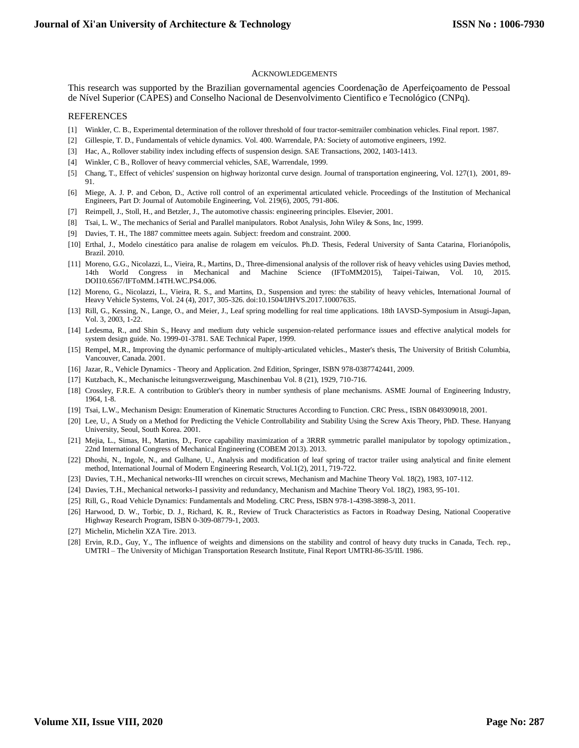## Acknowledgements

This research was supported by the Brazilian governamental agencies Coordenação de Aperfeiçoamento de Pessoal de Nível Superior (CAPES) and Conselho Nacional de Desenvolvimento Cientifico e Tecnológico (CNPq).

## References

[1] Winkler, C. B., Experimental determination of the rollover threshold of four tractor-semitrailer combination vehicles. Final report. 1987.

[2] Gillespie, T. D., Fundamentals of vehicle dynamics. Vol. 400. Warrendale, PA: Society of automotive engineers, 1992.

[3] Hac, A., Rollover stability index including effects of suspension design. SAE Transactions, 2002, 1403-1413.

[4] Winkler, C B., Rollover of heavy commercial vehicles, SAE, Warrendale, 1999.

[5] Chang, T., Effect of vehicles' suspension on highway horizontal curve design. Journal of transportation engineering, Vol. 127(1), 2001, 89-91.

[6] Miege, A. J. P. and Cebon, D., Active roll control of an experimental articulated vehicle. Proceedings of the Institution of Mechanical Engineers, Part D: Journal of Automobile Engineering, Vol. 219(6), 2005, 791-806.

[7] Reimpell, J., Stoll, H., and Betzler, J., The automotive chassis: engineering principles. Elsevier, 2001.

[8] Tsai, L. W., The mechanics of Serial and Parallel manipulators. Robot Analysis, John Wiley & Sons, Inc, 1999.

[9] Davies, T. H., The 1887 committee meets again. Subject: freedom and constraint. 2000.

[10] Erthal, J., Modelo cinestático para analise de rolagem em veículos. Ph.D. Thesis, Federal University of Santa Catarina, Florianópolis, Brazil. 2010.

[11] Moreno, G.G., Nicolazzi, L., Vieira, R., Martins, D., Three-dimensional analysis of the rollover risk of heavy vehicles using Davies method, 14th World Congress in Mechanical and Machine Science (IFToMM2015), Taipei-Taiwan, Vol. 10, 2015. DOI10.6567/IFToMM.14TH.WC.PS4.006.

[12] Moreno, G., Nicolazzi, L., Vieira, R. S., and Martins, D., Suspension and tyres: the stability of heavy vehicles, International Journal of Heavy Vehicle Systems, Vol. 24 (4), 2017, 305-326. doi:10.1504/IJHVS.2017.10007635.

[13] Rill, G., Kessing, N., Lange, O., and Meier, J., Leaf spring modelling for real time applications. 18th IAVSD-Symposium in Atsugi-Japan, Vol. 3, 2003, 1-22.

[14] Ledesma, R., and Shin S., Heavy and medium duty vehicle suspension-related performance issues and effective analytical models for system design guide. No. 1999-01-3781. SAE Technical Paper, 1999.

[15] Rempel, M.R., Improving the dynamic performance of multiply-articulated vehicles., Master's thesis, The University of British Columbia, Vancouver, Canada. 2001.

[16] Jazar, R., Vehicle Dynamics - Theory and Application. 2nd Edition, Springer, ISBN 978-0387742441, 2009.

[17] Kutzbach, K., Mechanische leitungsverzweigung, Maschinenbau Vol. 8 (21), 1929, 710-716.

[18] Crossley, F.R.E. A contribution to Grübler's theory in number synthesis of plane mechanisms. ASME Journal of Engineering Industry, 1964, 1-8.

[19] Tsai, L.W., Mechanism Design: Enumeration of Kinematic Structures According to Function. CRC Press., ISBN 0849309018, 2001.

[20] Lee, U., A Study on a Method for Predicting the Vehicle Controllability and Stability Using the Screw Axis Theory, PhD. These. Hanyang University, Seoul, South Korea. 2001.

[21] Mejia, L., Simas, H., Martins, D., Force capability maximization of a 3RRR symmetric parallel manipulator by topology optimization., 22nd International Congress of Mechanical Engineering (COBEM 2013). 2013.

[22] Dhoshi, N., Ingole, N., and Gulhane, U., Analysis and modification of leaf spring of tractor trailer using analytical and finite element method, International Journal of Modern Engineering Research, Vol.1(2), 2011, 719-722.

[23] Davies, T.H., Mechanical networks-III wrenches on circuit screws, Mechanism and Machine Theory Vol. 18(2), 1983, 107-112.

[24] Davies, T.H., Mechanical networks-I passivity and redundancy, Mechanism and Machine Theory Vol. 18(2), 1983, 95-101.

[25] Rill, G., Road Vehicle Dynamics: Fundamentals and Modeling. CRC Press, ISBN 978-1-4398-3898-3, 2011.

[26] Harwood, D. W., Torbic, D. J., Richard, K. R., Review of Truck Characteristics as Factors in Roadway Desing, National Cooperative Highway Research Program, ISBN 0-309-08779-1, 2003.

[27] Michelin, Michelin XZA Tire. 2013.

[28] Ervin, R.D., Guy, Y., The influence of weights and dimensions on the stability and control of heavy duty trucks in Canada, Tech. rep., UMTRI – The University of Michigan Transportation Research Institute, Final Report UMTRI-86-35/III. 1986.